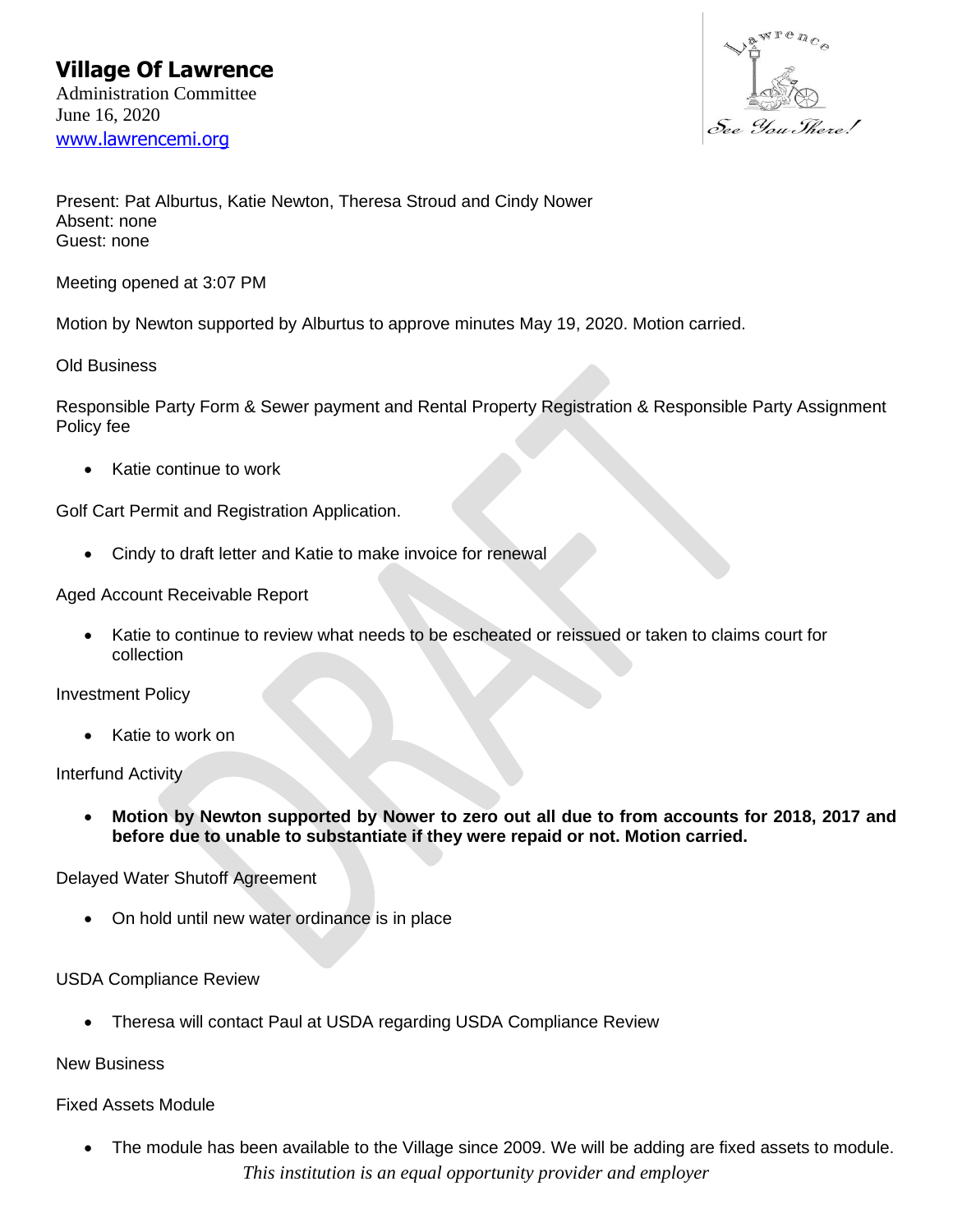# Village Of Lawrence

Administration Committee
June 16, 2020
www.lawrencemi.org

Present: Pat Alburtus, Katie Newton, Theresa Stroud and Cindy Nower
Absent: none
Guest: none

Meeting opened at 3:07 PM

Motion by Newton supported by Alburtus to approve minutes May 19, 2020. Motion carried.

Old Business

Responsible Party Form & Sewer payment and Rental Property Registration & Responsible Party Assignment Policy fee

- Katie continue to work

Golf Cart Permit and Registration Application.

- Cindy to draft letter and Katie to make invoice for renewal

Aged Account Receivable Report

- Katie to continue to review what needs to be escheated or reissued or taken to claims court for collection

Investment Policy

- Katie to work on

Interfund Activity

- **Motion by Newton supported by Nower to zero out all due to from accounts for 2018, 2017 and before due to unable to substantiate if they were repaid or not. Motion carried.**

Delayed Water Shutoff Agreement

- On hold until new water ordinance is in place

USDA Compliance Review

- Theresa will contact Paul at USDA regarding USDA Compliance Review

New Business

Fixed Assets Module

- The module has been available to the Village since 2009. We will be adding are fixed assets to module.

*This institution is an equal opportunity provider and employer*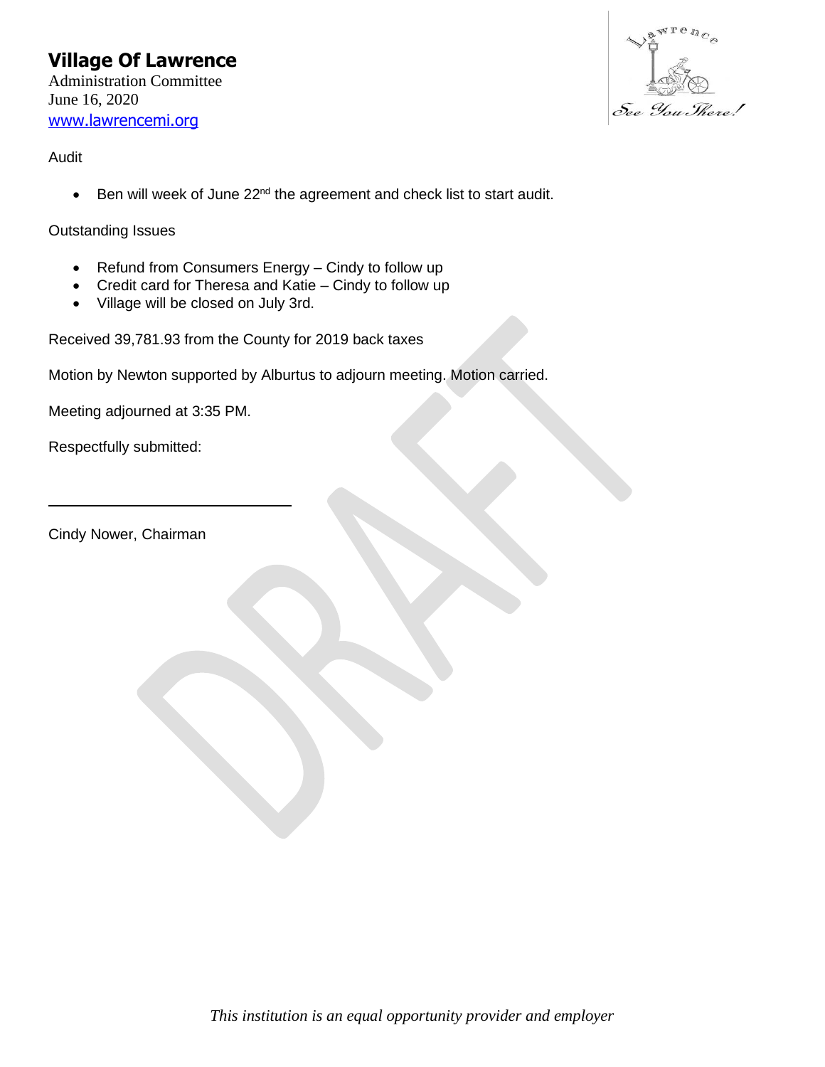**Village Of Lawrence**

Administration Committee
June 16, 2020
www.lawrencemi.org

Audit

- Ben will week of June 22nd the agreement and check list to start audit.

Outstanding Issues

- Refund from Consumers Energy – Cindy to follow up
- Credit card for Theresa and Katie – Cindy to follow up
- Village will be closed on July 3rd.

Received 39,781.93 from the County for 2019 back taxes

Motion by Newton supported by Alburtus to adjourn meeting. Motion carried.

Meeting adjourned at 3:35 PM.

Respectfully submitted:

\_\_\_\_\_\_\_\_\_\_\_\_\_\_\_\_\_\_\_\_\_\_\_\_\_\_\_\_\_\_

Cindy Nower, Chairman

DRAFT

*This institution is an equal opportunity provider and employer*